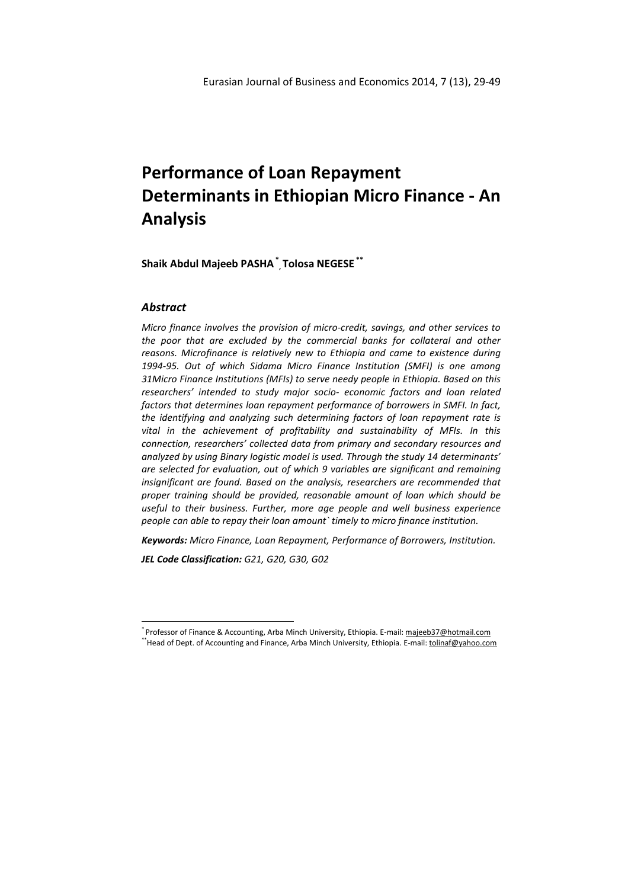# Performance of Loan Repayment Determinants in Ethiopian Micro Finance - An Analysis

**Shaik Abdul Majeeb PASHA** [*], **Tolosa NEGESE** [**]

## *Abstract*

*Micro finance involves the provision of micro-credit, savings, and other services to the poor that are excluded by the commercial banks for collateral and other reasons. Microfinance is relatively new to Ethiopia and came to existence during 1994-95. Out of which Sidama Micro Finance Institution (SMFI) is one among 31Micro Finance Institutions (MFIs) to serve needy people in Ethiopia. Based on this researchers' intended to study major socio- economic factors and loan related factors that determines loan repayment performance of borrowers in SMFI. In fact, the identifying and analyzing such determining factors of loan repayment rate is vital in the achievement of profitability and sustainability of MFIs. In this connection, researchers' collected data from primary and secondary resources and analyzed by using Binary logistic model is used. Through the study 14 determinants' are selected for evaluation, out of which 9 variables are significant and remaining insignificant are found. Based on the analysis, researchers are recommended that proper training should be provided, reasonable amount of loan which should be useful to their business. Further, more age people and well business experience people can able to repay their loan amount` timely to micro finance institution.*

***Keywords:*** *Micro Finance, Loan Repayment, Performance of Borrowers, Institution.*

***JEL Code Classification:*** *G21, G20, G30, G02*

---

[*] Professor of Finance & Accounting, Arba Minch University, Ethiopia. E-mail: majeeb37@hotmail.com

[**] Head of Dept. of Accounting and Finance, Arba Minch University, Ethiopia. E-mail: tolinaf@yahoo.com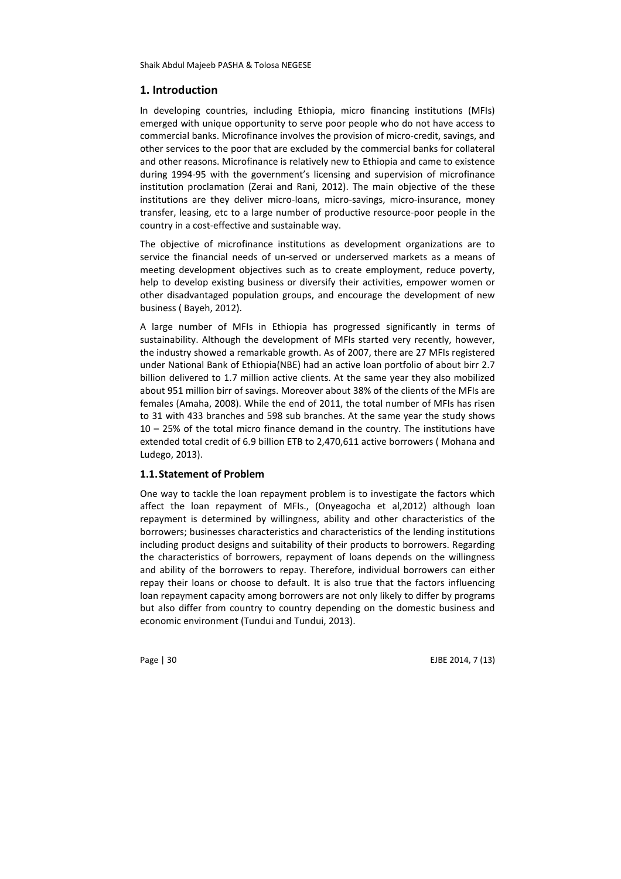## 1. Introduction

In developing countries, including Ethiopia, micro financing institutions (MFIs) emerged with unique opportunity to serve poor people who do not have access to commercial banks. Microfinance involves the provision of micro-credit, savings, and other services to the poor that are excluded by the commercial banks for collateral and other reasons. Microfinance is relatively new to Ethiopia and came to existence during 1994-95 with the government's licensing and supervision of microfinance institution proclamation (Zerai and Rani, 2012). The main objective of the these institutions are they deliver micro-loans, micro-savings, micro-insurance, money transfer, leasing, etc to a large number of productive resource-poor people in the country in a cost-effective and sustainable way.

The objective of microfinance institutions as development organizations are to service the financial needs of un-served or underserved markets as a means of meeting development objectives such as to create employment, reduce poverty, help to develop existing business or diversify their activities, empower women or other disadvantaged population groups, and encourage the development of new business ( Bayeh, 2012).

A large number of MFIs in Ethiopia has progressed significantly in terms of sustainability. Although the development of MFIs started very recently, however, the industry showed a remarkable growth. As of 2007, there are 27 MFIs registered under National Bank of Ethiopia(NBE) had an active loan portfolio of about birr 2.7 billion delivered to 1.7 million active clients. At the same year they also mobilized about 951 million birr of savings. Moreover about 38% of the clients of the MFIs are females (Amaha, 2008). While the end of 2011, the total number of MFIs has risen to 31 with 433 branches and 598 sub branches. At the same year the study shows 10 – 25% of the total micro finance demand in the country. The institutions have extended total credit of 6.9 billion ETB to 2,470,611 active borrowers ( Mohana and Ludego, 2013).

### 1.1. Statement of Problem

One way to tackle the loan repayment problem is to investigate the factors which affect the loan repayment of MFIs., (Onyeagocha et al,2012) although loan repayment is determined by willingness, ability and other characteristics of the borrowers; businesses characteristics and characteristics of the lending institutions including product designs and suitability of their products to borrowers. Regarding the characteristics of borrowers, repayment of loans depends on the willingness and ability of the borrowers to repay. Therefore, individual borrowers can either repay their loans or choose to default. It is also true that the factors influencing loan repayment capacity among borrowers are not only likely to differ by programs but also differ from country to country depending on the domestic business and economic environment (Tundui and Tundui, 2013).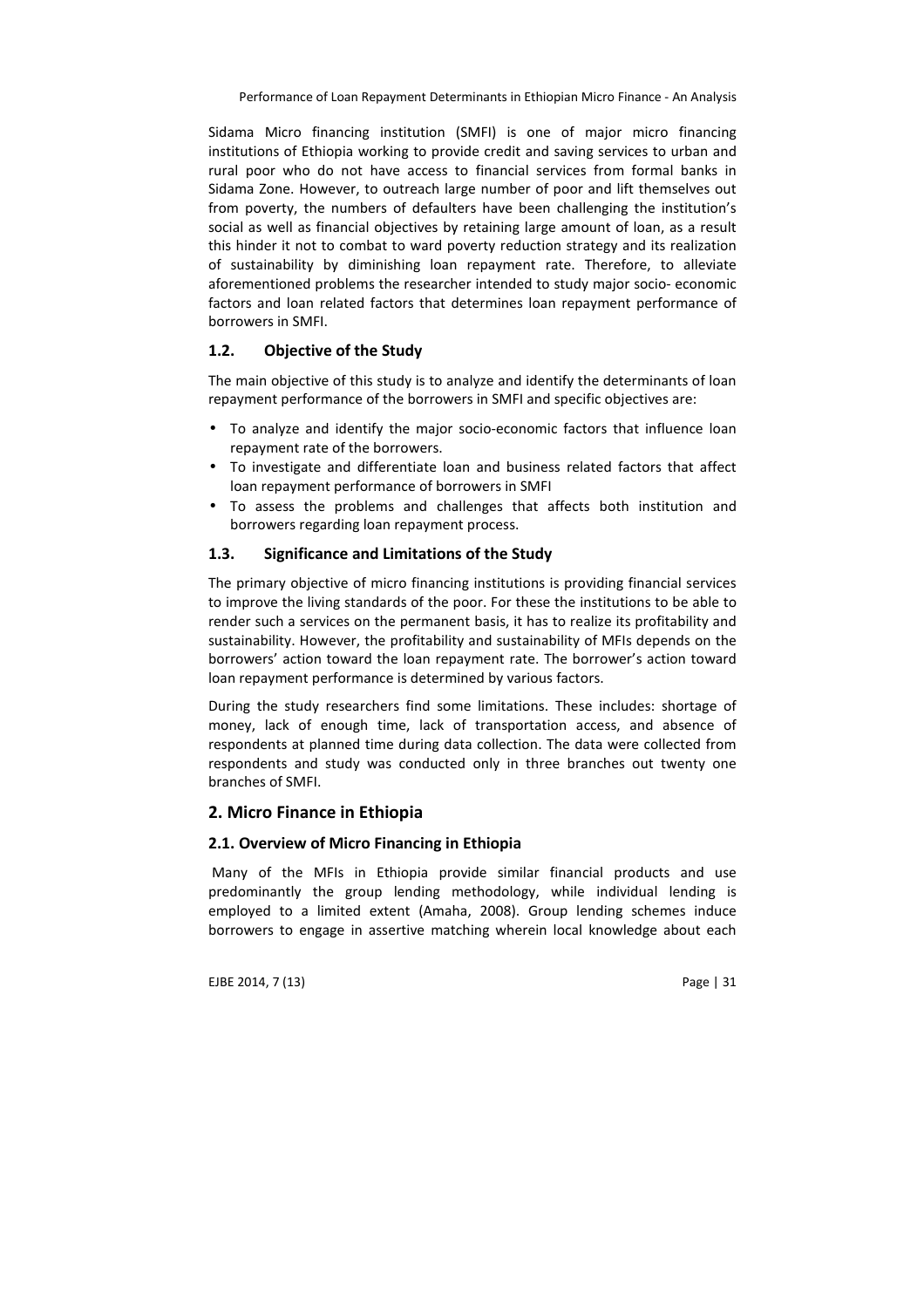Sidama Micro financing institution (SMFI) is one of major micro financing institutions of Ethiopia working to provide credit and saving services to urban and rural poor who do not have access to financial services from formal banks in Sidama Zone. However, to outreach large number of poor and lift themselves out from poverty, the numbers of defaulters have been challenging the institution's social as well as financial objectives by retaining large amount of loan, as a result this hinder it not to combat to ward poverty reduction strategy and its realization of sustainability by diminishing loan repayment rate. Therefore, to alleviate aforementioned problems the researcher intended to study major socio- economic factors and loan related factors that determines loan repayment performance of borrowers in SMFI.

### 1.2. Objective of the Study

The main objective of this study is to analyze and identify the determinants of loan repayment performance of the borrowers in SMFI and specific objectives are:

- To analyze and identify the major socio-economic factors that influence loan repayment rate of the borrowers.
- To investigate and differentiate loan and business related factors that affect loan repayment performance of borrowers in SMFI
- To assess the problems and challenges that affects both institution and borrowers regarding loan repayment process.

### 1.3. Significance and Limitations of the Study

The primary objective of micro financing institutions is providing financial services to improve the living standards of the poor. For these the institutions to be able to render such a services on the permanent basis, it has to realize its profitability and sustainability. However, the profitability and sustainability of MFIs depends on the borrowers' action toward the loan repayment rate. The borrower's action toward loan repayment performance is determined by various factors.

During the study researchers find some limitations. These includes: shortage of money, lack of enough time, lack of transportation access, and absence of respondents at planned time during data collection. The data were collected from respondents and study was conducted only in three branches out twenty one branches of SMFI.

## 2. Micro Finance in Ethiopia

### 2.1. Overview of Micro Financing in Ethiopia

Many of the MFIs in Ethiopia provide similar financial products and use predominantly the group lending methodology, while individual lending is employed to a limited extent (Amaha, 2008). Group lending schemes induce borrowers to engage in assertive matching wherein local knowledge about each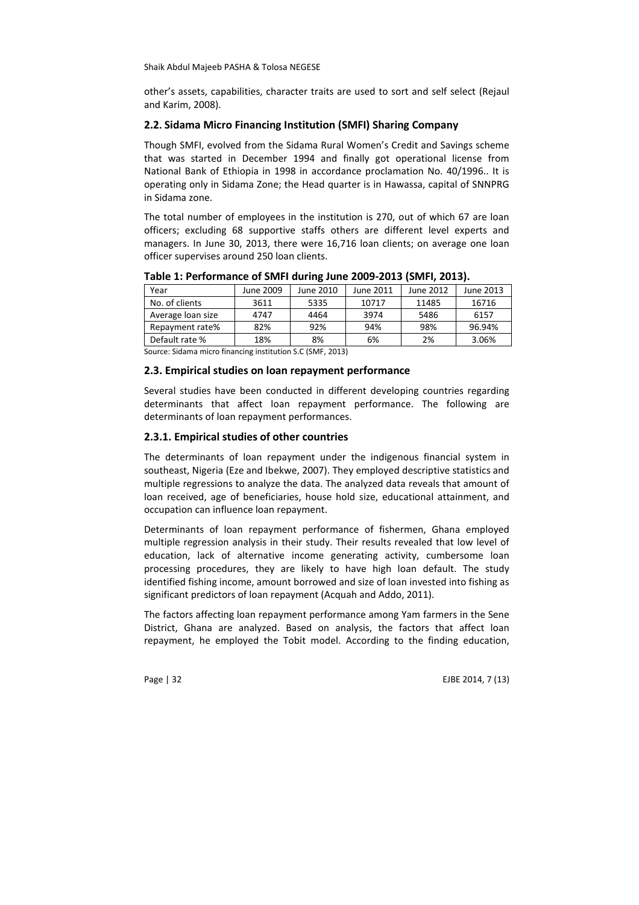other's assets, capabilities, character traits are used to sort and self select (Rejaul and Karim, 2008).

### 2.2. Sidama Micro Financing Institution (SMFI) Sharing Company

Though SMFI, evolved from the Sidama Rural Women's Credit and Savings scheme that was started in December 1994 and finally got operational license from National Bank of Ethiopia in 1998 in accordance proclamation No. 40/1996.. It is operating only in Sidama Zone; the Head quarter is in Hawassa, capital of SNNPRG in Sidama zone.

The total number of employees in the institution is 270, out of which 67 are loan officers; excluding 68 supportive staffs others are different level experts and managers. In June 30, 2013, there were 16,716 loan clients; on average one loan officer supervises around 250 loan clients.

**Table 1: Performance of SMFI during June 2009-2013 (SMFI, 2013).**

| Year | June 2009 | June 2010 | June 2011 | June 2012 | June 2013 |
|---|---|---|---|---|---|
| No. of clients | 3611 | 5335 | 10717 | 11485 | 16716 |
| Average loan size | 4747 | 4464 | 3974 | 5486 | 6157 |
| Repayment rate% | 82% | 92% | 94% | 98% | 96.94% |
| Default rate % | 18% | 8% | 6% | 2% | 3.06% |

Source: Sidama micro financing institution S.C (SMF, 2013)

### 2.3. Empirical studies on loan repayment performance

Several studies have been conducted in different developing countries regarding determinants that affect loan repayment performance. The following are determinants of loan repayment performances.

#### 2.3.1. Empirical studies of other countries

The determinants of loan repayment under the indigenous financial system in southeast, Nigeria (Eze and Ibekwe, 2007). They employed descriptive statistics and multiple regressions to analyze the data. The analyzed data reveals that amount of loan received, age of beneficiaries, house hold size, educational attainment, and occupation can influence loan repayment.

Determinants of loan repayment performance of fishermen, Ghana employed multiple regression analysis in their study. Their results revealed that low level of education, lack of alternative income generating activity, cumbersome loan processing procedures, they are likely to have high loan default. The study identified fishing income, amount borrowed and size of loan invested into fishing as significant predictors of loan repayment (Acquah and Addo, 2011).

The factors affecting loan repayment performance among Yam farmers in the Sene District, Ghana are analyzed. Based on analysis, the factors that affect loan repayment, he employed the Tobit model. According to the finding education,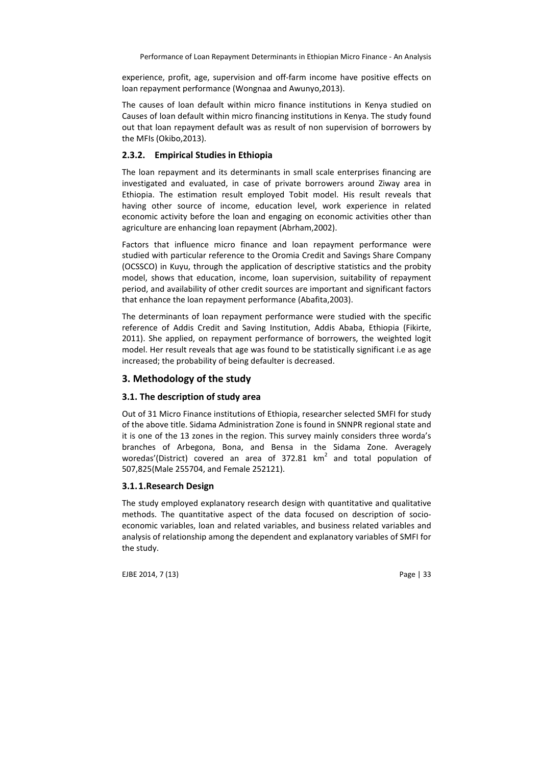experience, profit, age, supervision and off-farm income have positive effects on loan repayment performance (Wongnaa and Awunyo,2013).

The causes of loan default within micro finance institutions in Kenya studied on Causes of loan default within micro financing institutions in Kenya. The study found out that loan repayment default was as result of non supervision of borrowers by the MFIs (Okibo,2013).

### 2.3.2. Empirical Studies in Ethiopia

The loan repayment and its determinants in small scale enterprises financing are investigated and evaluated, in case of private borrowers around Ziway area in Ethiopia. The estimation result employed Tobit model. His result reveals that having other source of income, education level, work experience in related economic activity before the loan and engaging on economic activities other than agriculture are enhancing loan repayment (Abrham,2002).

Factors that influence micro finance and loan repayment performance were studied with particular reference to the Oromia Credit and Savings Share Company (OCSSCO) in Kuyu, through the application of descriptive statistics and the probity model, shows that education, income, loan supervision, suitability of repayment period, and availability of other credit sources are important and significant factors that enhance the loan repayment performance (Abafita,2003).

The determinants of loan repayment performance were studied with the specific reference of Addis Credit and Saving Institution, Addis Ababa, Ethiopia (Fikirte, 2011). She applied, on repayment performance of borrowers, the weighted logit model. Her result reveals that age was found to be statistically significant i.e as age increased; the probability of being defaulter is decreased.

## 3. Methodology of the study

### 3.1. The description of study area

Out of 31 Micro Finance institutions of Ethiopia, researcher selected SMFI for study of the above title. Sidama Administration Zone is found in SNNPR regional state and it is one of the 13 zones in the region. This survey mainly considers three worda's branches of Arbegona, Bona, and Bensa in the Sidama Zone. Averagely woredas'(District) covered an area of 372.81 $km^2$ and total population of 507,825(Male 255704, and Female 252121).

### 3.1.1. Research Design

The study employed explanatory research design with quantitative and qualitative methods. The quantitative aspect of the data focused on description of socio-economic variables, loan and related variables, and business related variables and analysis of relationship among the dependent and explanatory variables of SMFI for the study.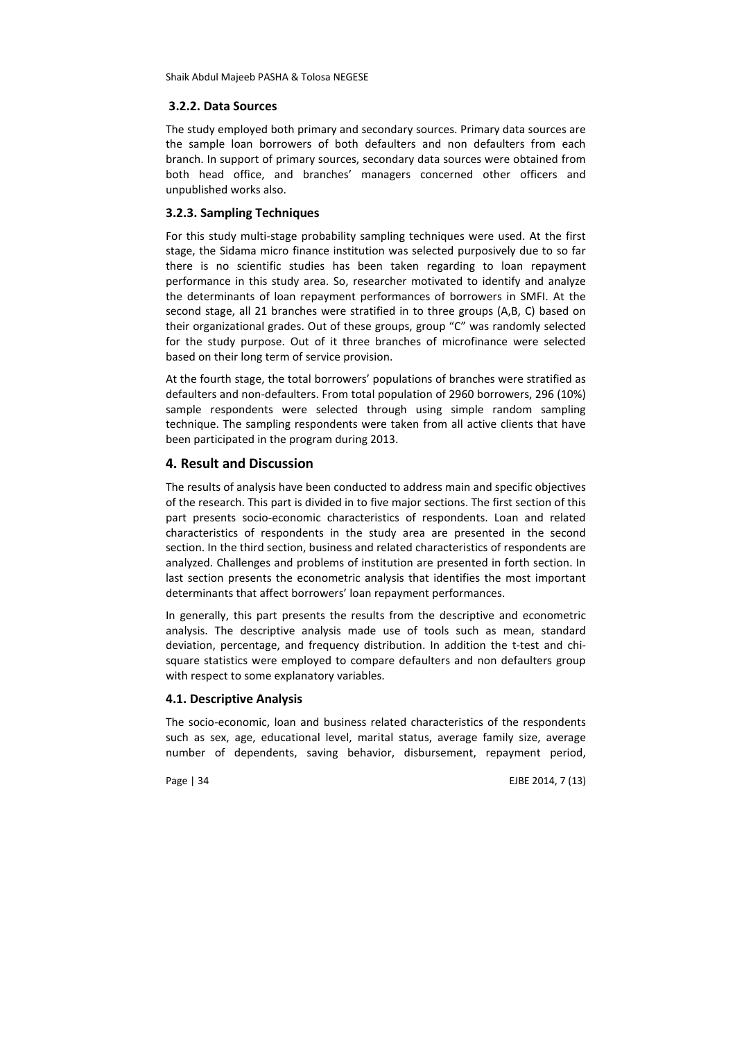### 3.2.2. Data Sources

The study employed both primary and secondary sources. Primary data sources are the sample loan borrowers of both defaulters and non defaulters from each branch. In support of primary sources, secondary data sources were obtained from both head office, and branches' managers concerned other officers and unpublished works also.

### 3.2.3. Sampling Techniques

For this study multi-stage probability sampling techniques were used. At the first stage, the Sidama micro finance institution was selected purposively due to so far there is no scientific studies has been taken regarding to loan repayment performance in this study area. So, researcher motivated to identify and analyze the determinants of loan repayment performances of borrowers in SMFI. At the second stage, all 21 branches were stratified in to three groups (A,B, C) based on their organizational grades. Out of these groups, group "C" was randomly selected for the study purpose. Out of it three branches of microfinance were selected based on their long term of service provision.

At the fourth stage, the total borrowers' populations of branches were stratified as defaulters and non-defaulters. From total population of 2960 borrowers, 296 (10%) sample respondents were selected through using simple random sampling technique. The sampling respondents were taken from all active clients that have been participated in the program during 2013.

## 4. Result and Discussion

The results of analysis have been conducted to address main and specific objectives of the research. This part is divided in to five major sections. The first section of this part presents socio-economic characteristics of respondents. Loan and related characteristics of respondents in the study area are presented in the second section. In the third section, business and related characteristics of respondents are analyzed. Challenges and problems of institution are presented in forth section. In last section presents the econometric analysis that identifies the most important determinants that affect borrowers' loan repayment performances.

In generally, this part presents the results from the descriptive and econometric analysis. The descriptive analysis made use of tools such as mean, standard deviation, percentage, and frequency distribution. In addition the t-test and chi-square statistics were employed to compare defaulters and non defaulters group with respect to some explanatory variables.

### 4.1. Descriptive Analysis

The socio-economic, loan and business related characteristics of the respondents such as sex, age, educational level, marital status, average family size, average number of dependents, saving behavior, disbursement, repayment period,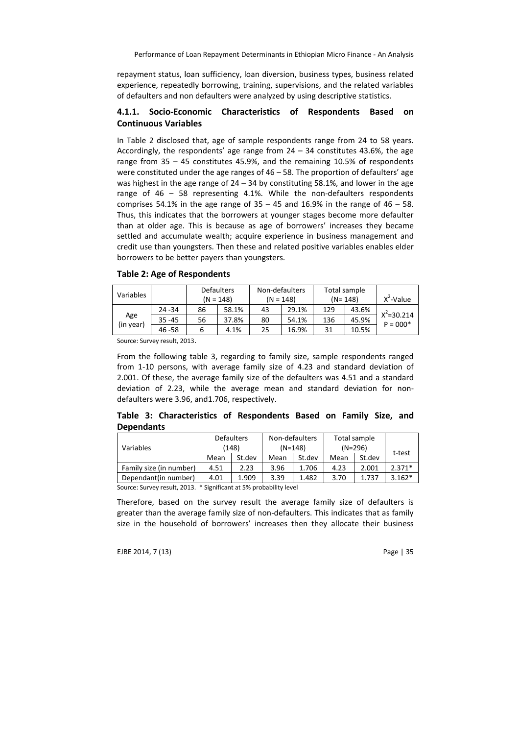repayment status, loan sufficiency, loan diversion, business types, business related experience, repeatedly borrowing, training, supervisions, and the related variables of defaulters and non defaulters were analyzed by using descriptive statistics.

### 4.1.1. Socio-Economic Characteristics of Respondents Based on Continuous Variables

In Table 2 disclosed that, age of sample respondents range from 24 to 58 years. Accordingly, the respondents' age range from 24 – 34 constitutes 43.6%, the age range from 35 – 45 constitutes 45.9%, and the remaining 10.5% of respondents were constituted under the age ranges of 46 – 58. The proportion of defaulters' age was highest in the age range of 24 – 34 by constituting 58.1%, and lower in the age range of 46 – 58 representing 4.1%. While the non-defaulters respondents comprises 54.1% in the age range of 35 – 45 and 16.9% in the range of 46 – 58. Thus, this indicates that the borrowers at younger stages become more defaulter than at older age. This is because as age of borrowers' increases they became settled and accumulate wealth; acquire experience in business management and credit use than youngsters. Then these and related positive variables enables elder borrowers to be better payers than youngsters.

**Table 2: Age of Respondents**

| Variables | | Defaulters (N = 148) | | Non-defaulters (N = 148) | | Total sample (N= 148) | | $X^2$-Value |
|---|---|---|---|---|---|---|---|---|
| Age (in year) | 24 -34 | 86 | 58.1% | 43 | 29.1% | 129 | 43.6% | $X^2$=30.214 P = 000* |
| | 35 -45 | 56 | 37.8% | 80 | 54.1% | 136 | 45.9% | |
| | 46 -58 | 6 | 4.1% | 25 | 16.9% | 31 | 10.5% | |

Source: Survey result, 2013.

From the following table 3, regarding to family size, sample respondents ranged from 1-10 persons, with average family size of 4.23 and standard deviation of 2.001. Of these, the average family size of the defaulters was 4.51 and a standard deviation of 2.23, while the average mean and standard deviation for non-defaulters were 3.96, and1.706, respectively.

**Table 3: Characteristics of Respondents Based on Family Size, and Dependants**

| Variables | Defaulters (148) | | Non-defaulters (N=148) | | Total sample (N=296) | | t-test |
|---|---|---|---|---|---|---|---|
| | Mean | St.dev | Mean | St.dev | Mean | St.dev | |
| Family size (in number) | 4.51 | 2.23 | 3.96 | 1.706 | 4.23 | 2.001 | 2.371* |
| Dependant(in number) | 4.01 | 1.909 | 3.39 | 1.482 | 3.70 | 1.737 | 3.162* |

Source: Survey result, 2013. * Significant at 5% probability level

Therefore, based on the survey result the average family size of defaulters is greater than the average family size of non-defaulters. This indicates that as family size in the household of borrowers' increases then they allocate their business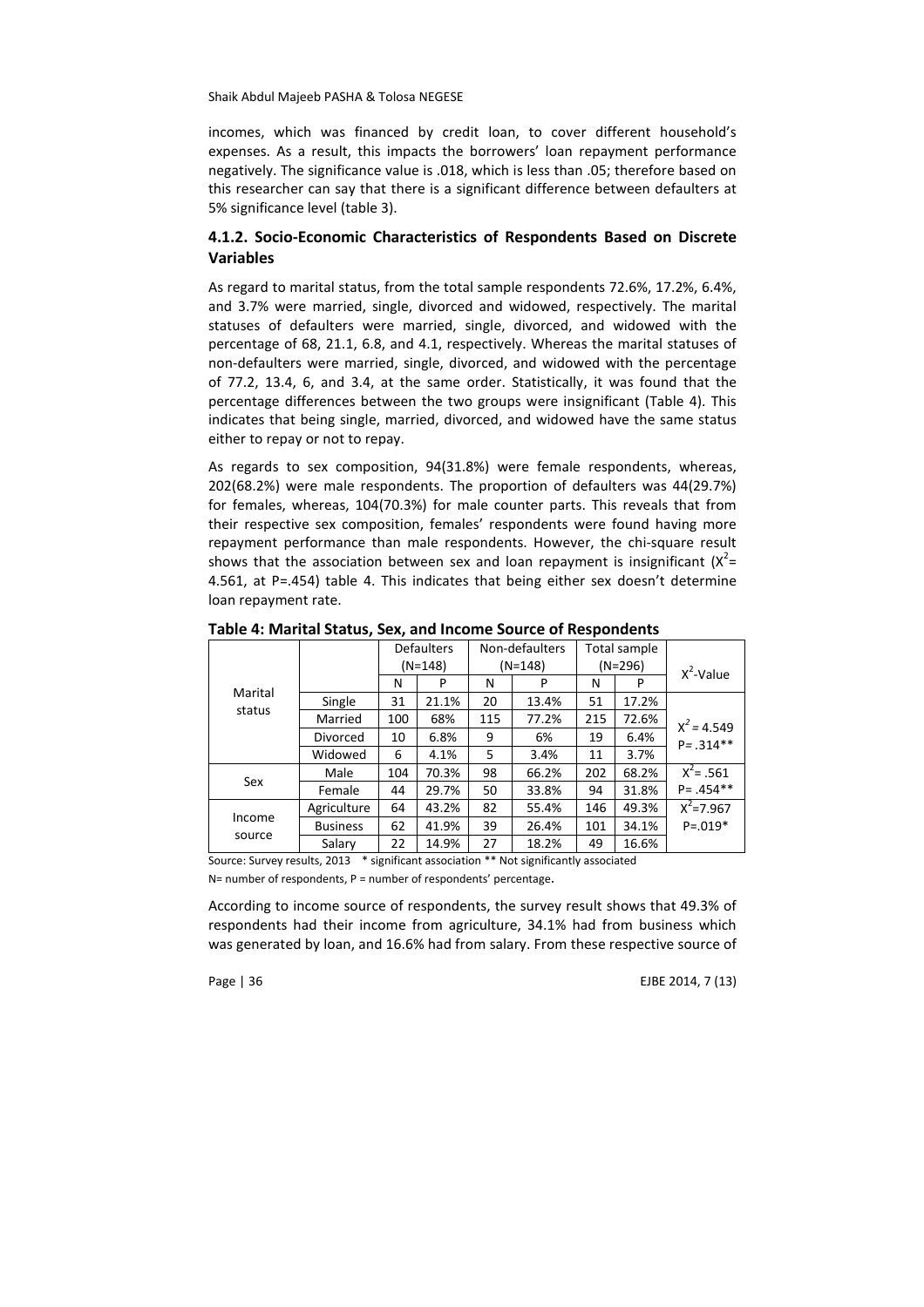incomes, which was financed by credit loan, to cover different household's expenses. As a result, this impacts the borrowers' loan repayment performance negatively. The significance value is .018, which is less than .05; therefore based on this researcher can say that there is a significant difference between defaulters at 5% significance level (table 3).

### 4.1.2. Socio-Economic Characteristics of Respondents Based on Discrete Variables

As regard to marital status, from the total sample respondents 72.6%, 17.2%, 6.4%, and 3.7% were married, single, divorced and widowed, respectively. The marital statuses of defaulters were married, single, divorced, and widowed with the percentage of 68, 21.1, 6.8, and 4.1, respectively. Whereas the marital statuses of non-defaulters were married, single, divorced, and widowed with the percentage of 77.2, 13.4, 6, and 3.4, at the same order. Statistically, it was found that the percentage differences between the two groups were insignificant (Table 4). This indicates that being single, married, divorced, and widowed have the same status either to repay or not to repay.

As regards to sex composition, 94(31.8%) were female respondents, whereas, 202(68.2%) were male respondents. The proportion of defaulters was 44(29.7%) for females, whereas, 104(70.3%) for male counter parts. This reveals that from their respective sex composition, females' respondents were found having more repayment performance than male respondents. However, the chi-square result shows that the association between sex and loan repayment is insignificant ($X^2$= 4.561, at P=.454) table 4. This indicates that being either sex doesn't determine loan repayment rate.

**Table 4: Marital Status, Sex, and Income Source of Respondents**

| | | Defaulters (N=148) | | Non-defaulters (N=148) | | Total sample (N=296) | | $X^2$-Value |
|---|---|---|---|---|---|---|---|---|
| | | N | P | N | P | N | P | |
| Marital status | Single | 31 | 21.1% | 20 | 13.4% | 51 | 17.2% | $X^2$ = 4.549 P= .314** |
| | Married | 100 | 68% | 115 | 77.2% | 215 | 72.6% | |
| | Divorced | 10 | 6.8% | 9 | 6% | 19 | 6.4% | |
| | Widowed | 6 | 4.1% | 5 | 3.4% | 11 | 3.7% | |
| Sex | Male | 104 | 70.3% | 98 | 66.2% | 202 | 68.2% | $X^2$= .561 P= .454** |
| | Female | 44 | 29.7% | 50 | 33.8% | 94 | 31.8% | |
| Income source | Agriculture | 64 | 43.2% | 82 | 55.4% | 146 | 49.3% | $X^2$=7.967 P=.019* |
| | Business | 62 | 41.9% | 39 | 26.4% | 101 | 34.1% | |
| | Salary | 22 | 14.9% | 27 | 18.2% | 49 | 16.6% | |

Source: Survey results, 2013 * significant association ** Not significantly associated

N= number of respondents, P = number of respondents' percentage.

According to income source of respondents, the survey result shows that 49.3% of respondents had their income from agriculture, 34.1% had from business which was generated by loan, and 16.6% had from salary. From these respective source of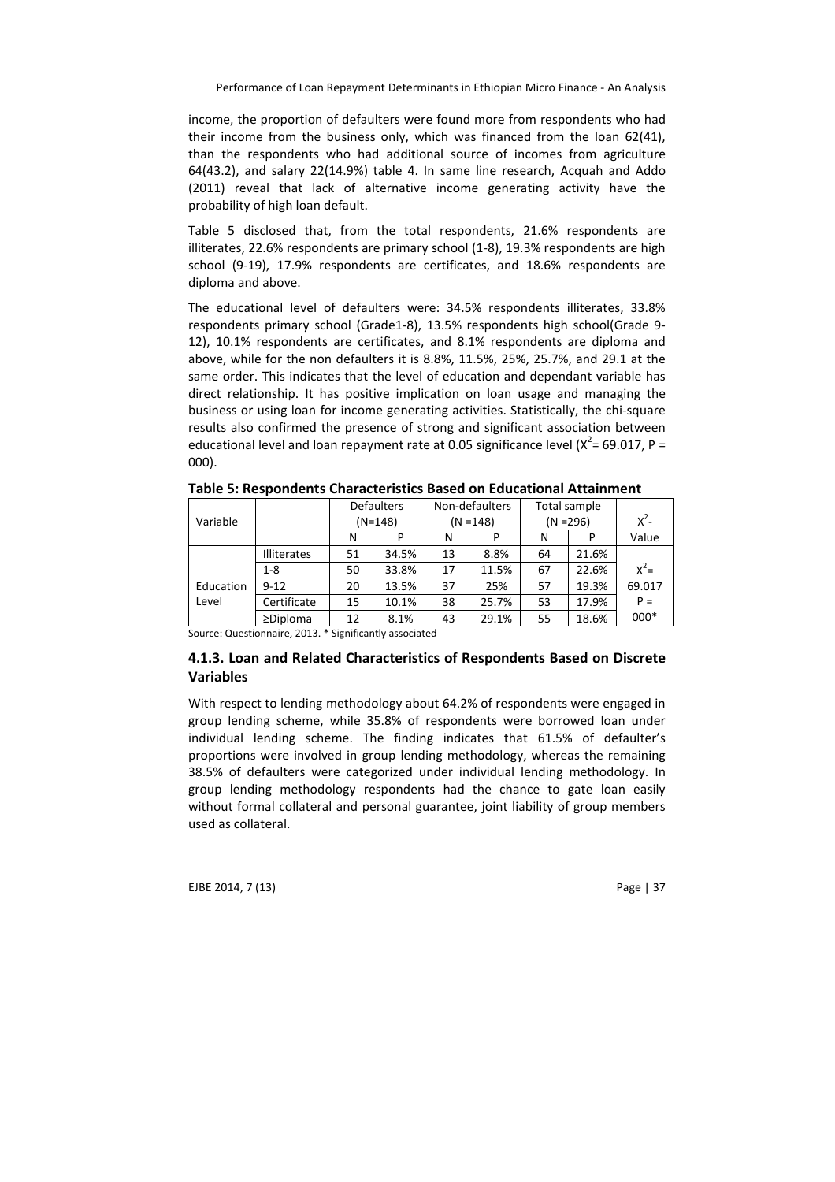income, the proportion of defaulters were found more from respondents who had their income from the business only, which was financed from the loan 62(41), than the respondents who had additional source of incomes from agriculture 64(43.2), and salary 22(14.9%) table 4. In same line research, Acquah and Addo (2011) reveal that lack of alternative income generating activity have the probability of high loan default.

Table 5 disclosed that, from the total respondents, 21.6% respondents are illiterates, 22.6% respondents are primary school (1-8), 19.3% respondents are high school (9-19), 17.9% respondents are certificates, and 18.6% respondents are diploma and above.

The educational level of defaulters were: 34.5% respondents illiterates, 33.8% respondents primary school (Grade1-8), 13.5% respondents high school(Grade 9-12), 10.1% respondents are certificates, and 8.1% respondents are diploma and above, while for the non defaulters it is 8.8%, 11.5%, 25%, 25.7%, and 29.1 at the same order. This indicates that the level of education and dependant variable has direct relationship. It has positive implication on loan usage and managing the business or using loan for income generating activities. Statistically, the chi-square results also confirmed the presence of strong and significant association between educational level and loan repayment rate at 0.05 significance level ($X^2$= 69.017, P = 000).

**Table 5: Respondents Characteristics Based on Educational Attainment**

| Variable | | Defaulters (N=148) | | Non-defaulters (N =148) | | Total sample (N =296) | | $X^2$-Value |
|---|---|---|---|---|---|---|---|---|
| | | N | P | N | P | N | P | |
| Education Level | Illiterates | 51 | 34.5% | 13 | 8.8% | 64 | 21.6% | $X^2$= 69.017 P = 000* |
| | 1-8 | 50 | 33.8% | 17 | 11.5% | 67 | 22.6% | |
| | 9-12 | 20 | 13.5% | 37 | 25% | 57 | 19.3% | |
| | Certificate | 15 | 10.1% | 38 | 25.7% | 53 | 17.9% | |
| | ≥Diploma | 12 | 8.1% | 43 | 29.1% | 55 | 18.6% | |

Source: Questionnaire, 2013. * Significantly associated

### 4.1.3. Loan and Related Characteristics of Respondents Based on Discrete Variables

With respect to lending methodology about 64.2% of respondents were engaged in group lending scheme, while 35.8% of respondents were borrowed loan under individual lending scheme. The finding indicates that 61.5% of defaulter's proportions were involved in group lending methodology, whereas the remaining 38.5% of defaulters were categorized under individual lending methodology. In group lending methodology respondents had the chance to gate loan easily without formal collateral and personal guarantee, joint liability of group members used as collateral.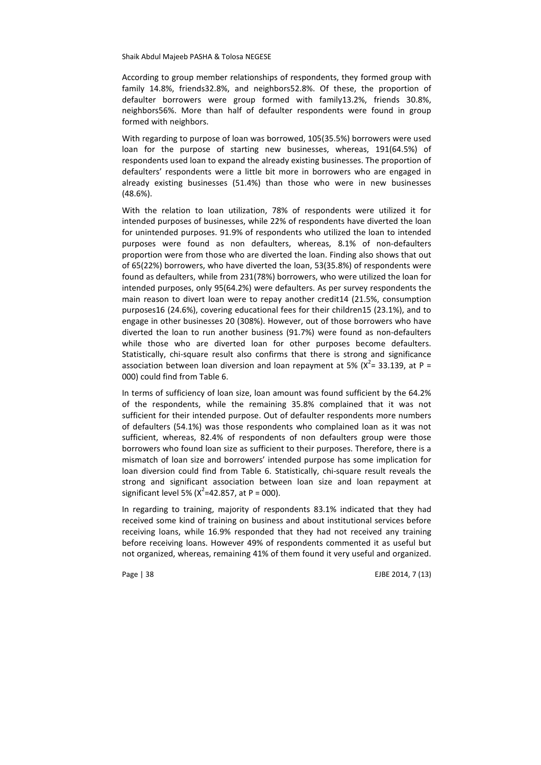According to group member relationships of respondents, they formed group with family 14.8%, friends32.8%, and neighbors52.8%. Of these, the proportion of defaulter borrowers were group formed with family13.2%, friends 30.8%, neighbors56%. More than half of defaulter respondents were found in group formed with neighbors.

With regarding to purpose of loan was borrowed, 105(35.5%) borrowers were used loan for the purpose of starting new businesses, whereas, 191(64.5%) of respondents used loan to expand the already existing businesses. The proportion of defaulters' respondents were a little bit more in borrowers who are engaged in already existing businesses (51.4%) than those who were in new businesses (48.6%).

With the relation to loan utilization, 78% of respondents were utilized it for intended purposes of businesses, while 22% of respondents have diverted the loan for unintended purposes. 91.9% of respondents who utilized the loan to intended purposes were found as non defaulters, whereas, 8.1% of non-defaulters proportion were from those who are diverted the loan. Finding also shows that out of 65(22%) borrowers, who have diverted the loan, 53(35.8%) of respondents were found as defaulters, while from 231(78%) borrowers, who were utilized the loan for intended purposes, only 95(64.2%) were defaulters. As per survey respondents the main reason to divert loan were to repay another credit14 (21.5%, consumption purposes16 (24.6%), covering educational fees for their children15 (23.1%), and to engage in other businesses 20 (308%). However, out of those borrowers who have diverted the loan to run another business (91.7%) were found as non-defaulters while those who are diverted loan for other purposes become defaulters. Statistically, chi-square result also confirms that there is strong and significance association between loan diversion and loan repayment at 5% ($X^2$= 33.139, at P = 000) could find from Table 6.

In terms of sufficiency of loan size, loan amount was found sufficient by the 64.2% of the respondents, while the remaining 35.8% complained that it was not sufficient for their intended purpose. Out of defaulter respondents more numbers of defaulters (54.1%) was those respondents who complained loan as it was not sufficient, whereas, 82.4% of respondents of non defaulters group were those borrowers who found loan size as sufficient to their purposes. Therefore, there is a mismatch of loan size and borrowers' intended purpose has some implication for loan diversion could find from Table 6. Statistically, chi-square result reveals the strong and significant association between loan size and loan repayment at significant level 5% ($X^2$=42.857, at P = 000).

In regarding to training, majority of respondents 83.1% indicated that they had received some kind of training on business and about institutional services before receiving loans, while 16.9% responded that they had not received any training before receiving loans. However 49% of respondents commented it as useful but not organized, whereas, remaining 41% of them found it very useful and organized.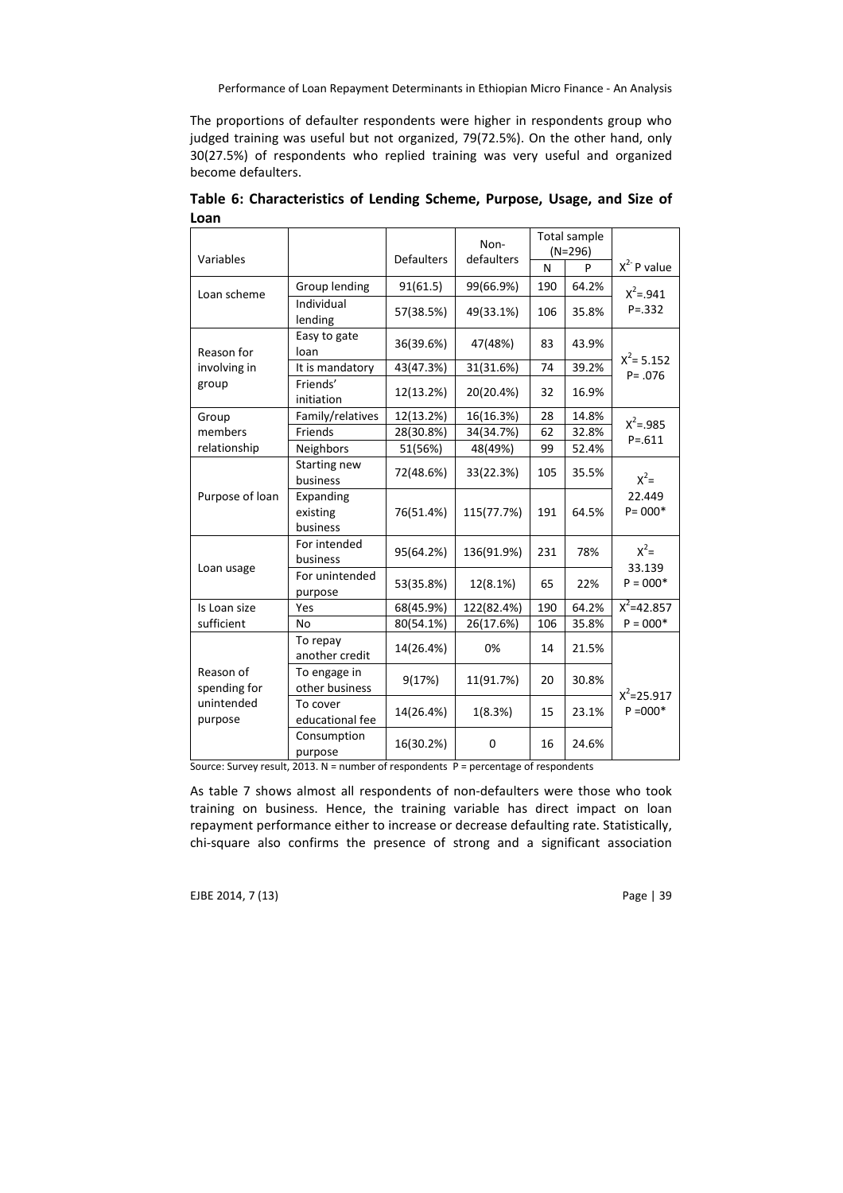The proportions of defaulter respondents were higher in respondents group who judged training was useful but not organized, 79(72.5%). On the other hand, only 30(27.5%) of respondents who replied training was very useful and organized become defaulters.

**Table 6: Characteristics of Lending Scheme, Purpose, Usage, and Size of Loan**

| Variables | | Defaulters | Non-defaulters | Total sample (N=296) | | $X^2$ P value |
|---|---|---|---|---|---|---|
| | | | | N | P | |
| Loan scheme | Group lending | 91(61.5) | 99(66.9%) | 190 | 64.2% | $X^2$=.941 P=.332 |
| | Individual lending | 57(38.5%) | 49(33.1%) | 106 | 35.8% | |
| Reason for involving in group | Easy to gate loan | 36(39.6%) | 47(48%) | 83 | 43.9% | $X^2$= 5.152 P= .076 |
| | It is mandatory | 43(47.3%) | 31(31.6%) | 74 | 39.2% | |
| | Friends' initiation | 12(13.2%) | 20(20.4%) | 32 | 16.9% | |
| Group members relationship | Family/relatives | 12(13.2%) | 16(16.3%) | 28 | 14.8% | $X^2$=.985 P=.611 |
| | Friends | 28(30.8%) | 34(34.7%) | 62 | 32.8% | |
| | Neighbors | 51(56%) | 48(49%) | 99 | 52.4% | |
| Purpose of loan | Starting new business | 72(48.6%) | 33(22.3%) | 105 | 35.5% | $X^2$= 22.449 P= 000* |
| | Expanding existing business | 76(51.4%) | 115(77.7%) | 191 | 64.5% | |
| Loan usage | For intended business | 95(64.2%) | 136(91.9%) | 231 | 78% | $X^2$= 33.139 P = 000* |
| | For unintended purpose | 53(35.8%) | 12(8.1%) | 65 | 22% | |
| Is Loan size sufficient | Yes | 68(45.9%) | 122(82.4%) | 190 | 64.2% | $X^2$=42.857 P = 000* |
| | No | 80(54.1%) | 26(17.6%) | 106 | 35.8% | |
| Reason of spending for unintended purpose | To repay another credit | 14(26.4%) | 0% | 14 | 21.5% | $X^2$=25.917 P =000* |
| | To engage in other business | 9(17%) | 11(91.7%) | 20 | 30.8% | |
| | To cover educational fee | 14(26.4%) | 1(8.3%) | 15 | 23.1% | |
| | Consumption purpose | 16(30.2%) | 0 | 16 | 24.6% | |

Source: Survey result, 2013. N = number of respondents P = percentage of respondents

As table 7 shows almost all respondents of non-defaulters were those who took training on business. Hence, the training variable has direct impact on loan repayment performance either to increase or decrease defaulting rate. Statistically, chi-square also confirms the presence of strong and a significant association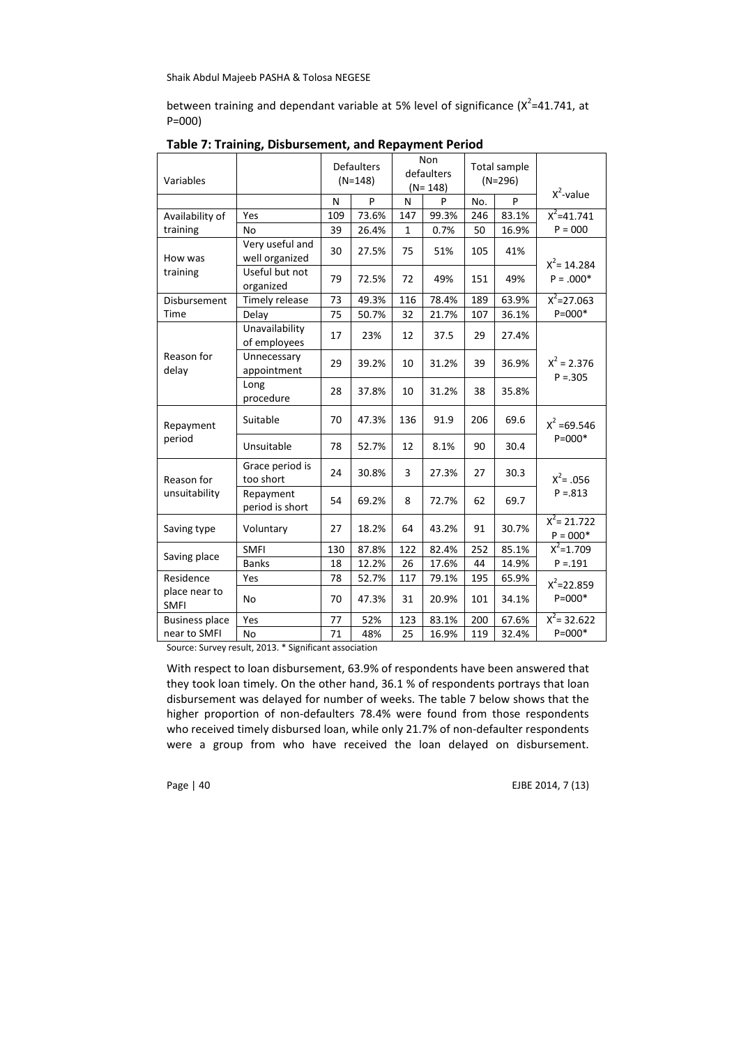between training and dependant variable at 5% level of significance ($X^2$=41.741, at P=000)

**Table 7: Training, Disbursement, and Repayment Period**

| Variables | | Defaulters (N=148) | | Non defaulters (N= 148) | | Total sample (N=296) | | $X^2$-value |
|---|---|---|---|---|---|---|---|---|
| | | N | P | N | P | No. | P | |
| Availability of training | Yes | 109 | 73.6% | 147 | 99.3% | 246 | 83.1% | $X^2$=41.741 |
| | No | 39 | 26.4% | 1 | 0.7% | 50 | 16.9% | P = 000 |
| How was training | Very useful and well organized | 30 | 27.5% | 75 | 51% | 105 | 41% | $X^2$= 14.284 P = .000* |
| | Useful but not organized | 79 | 72.5% | 72 | 49% | 151 | 49% | |
| Disbursement Time | Timely release | 73 | 49.3% | 116 | 78.4% | 189 | 63.9% | $X^2$=27.063 |
| | Delay | 75 | 50.7% | 32 | 21.7% | 107 | 36.1% | P=000* |
| Reason for delay | Unavailability of employees | 17 | 23% | 12 | 37.5 | 29 | 27.4% | $X^2$ = 2.376 P =.305 |
| | Unnecessary appointment | 29 | 39.2% | 10 | 31.2% | 39 | 36.9% | |
| | Long procedure | 28 | 37.8% | 10 | 31.2% | 38 | 35.8% | |
| Repayment period | Suitable | 70 | 47.3% | 136 | 91.9 | 206 | 69.6 | $X^2$ =69.546 P=000* |
| | Unsuitable | 78 | 52.7% | 12 | 8.1% | 90 | 30.4 | |
| Reason for unsuitability | Grace period is too short | 24 | 30.8% | 3 | 27.3% | 27 | 30.3 | $X^2$= .056 P =.813 |
| | Repayment period is short | 54 | 69.2% | 8 | 72.7% | 62 | 69.7 | |
| Saving type | Voluntary | 27 | 18.2% | 64 | 43.2% | 91 | 30.7% | $X^2$= 21.722 P = 000* |
| Saving place | SMFI | 130 | 87.8% | 122 | 82.4% | 252 | 85.1% | $X^2$=1.709 |
| | Banks | 18 | 12.2% | 26 | 17.6% | 44 | 14.9% | P =.191 |
| Residence place near to SMFI | Yes | 78 | 52.7% | 117 | 79.1% | 195 | 65.9% | $X^2$=22.859 P=000* |
| | No | 70 | 47.3% | 31 | 20.9% | 101 | 34.1% | |
| Business place near to SMFI | Yes | 77 | 52% | 123 | 83.1% | 200 | 67.6% | $X^2$= 32.622 |
| | No | 71 | 48% | 25 | 16.9% | 119 | 32.4% | P=000* |

Source: Survey result, 2013. * Significant association

With respect to loan disbursement, 63.9% of respondents have been answered that they took loan timely. On the other hand, 36.1 % of respondents portrays that loan disbursement was delayed for number of weeks. The table 7 below shows that the higher proportion of non-defaulters 78.4% were found from those respondents who received timely disbursed loan, while only 21.7% of non-defaulter respondents were a group from who have received the loan delayed on disbursement.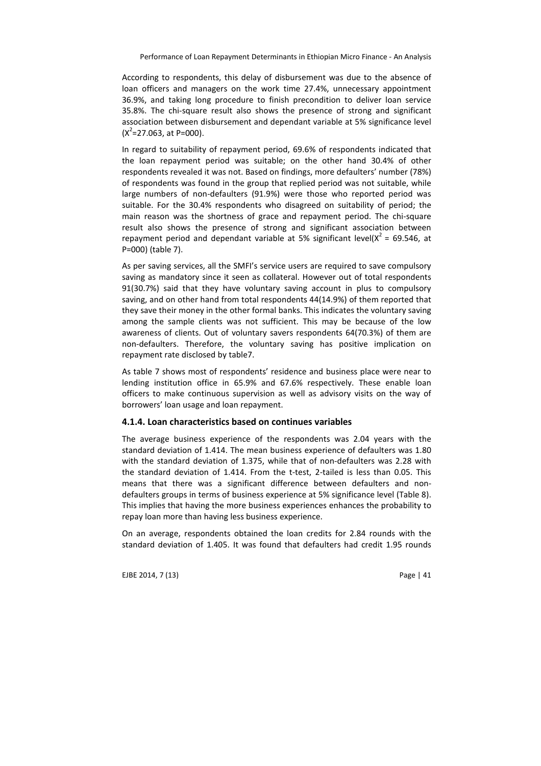According to respondents, this delay of disbursement was due to the absence of loan officers and managers on the work time 27.4%, unnecessary appointment 36.9%, and taking long procedure to finish precondition to deliver loan service 35.8%. The chi-square result also shows the presence of strong and significant association between disbursement and dependant variable at 5% significance level ($X^2$=27.063, at P=000).

In regard to suitability of repayment period, 69.6% of respondents indicated that the loan repayment period was suitable; on the other hand 30.4% of other respondents revealed it was not. Based on findings, more defaulters' number (78%) of respondents was found in the group that replied period was not suitable, while large numbers of non-defaulters (91.9%) were those who reported period was suitable. For the 30.4% respondents who disagreed on suitability of period; the main reason was the shortness of grace and repayment period. The chi-square result also shows the presence of strong and significant association between repayment period and dependant variable at 5% significant level($X^2$ = 69.546, at P=000) (table 7).

As per saving services, all the SMFI's service users are required to save compulsory saving as mandatory since it seen as collateral. However out of total respondents 91(30.7%) said that they have voluntary saving account in plus to compulsory saving, and on other hand from total respondents 44(14.9%) of them reported that they save their money in the other formal banks. This indicates the voluntary saving among the sample clients was not sufficient. This may be because of the low awareness of clients. Out of voluntary savers respondents 64(70.3%) of them are non-defaulters. Therefore, the voluntary saving has positive implication on repayment rate disclosed by table7.

As table 7 shows most of respondents' residence and business place were near to lending institution office in 65.9% and 67.6% respectively. These enable loan officers to make continuous supervision as well as advisory visits on the way of borrowers' loan usage and loan repayment.

### 4.1.4. Loan characteristics based on continues variables

The average business experience of the respondents was 2.04 years with the standard deviation of 1.414. The mean business experience of defaulters was 1.80 with the standard deviation of 1.375, while that of non-defaulters was 2.28 with the standard deviation of 1.414. From the t-test, 2-tailed is less than 0.05. This means that there was a significant difference between defaulters and non-defaulters groups in terms of business experience at 5% significance level (Table 8). This implies that having the more business experiences enhances the probability to repay loan more than having less business experience.

On an average, respondents obtained the loan credits for 2.84 rounds with the standard deviation of 1.405. It was found that defaulters had credit 1.95 rounds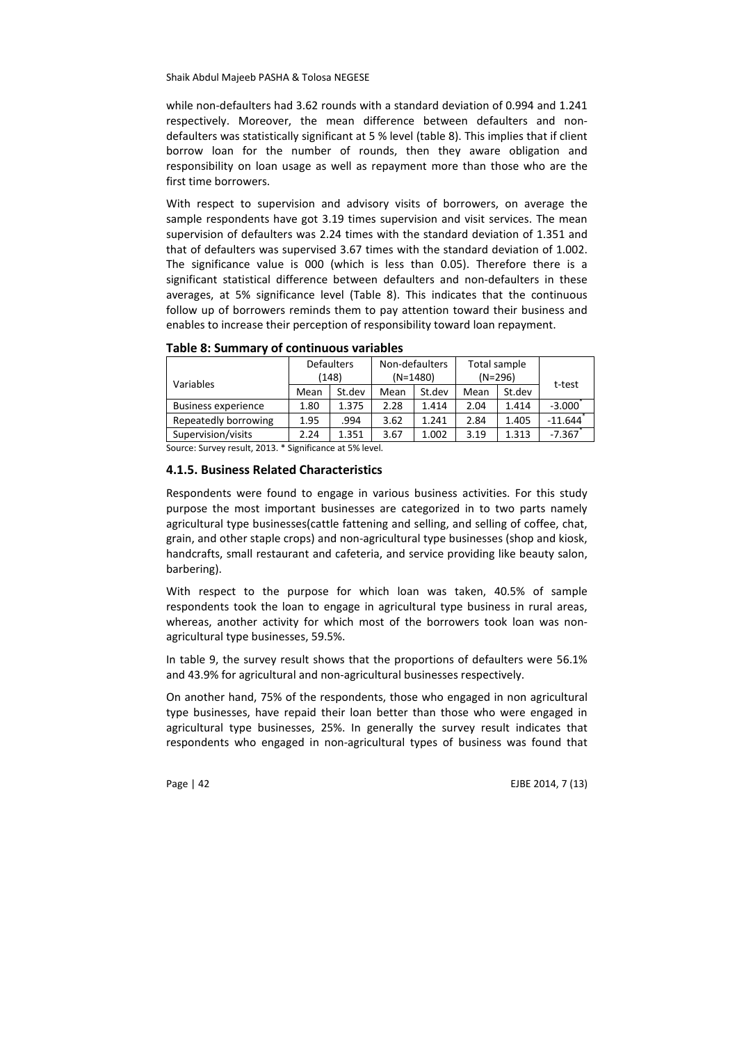while non-defaulters had 3.62 rounds with a standard deviation of 0.994 and 1.241 respectively. Moreover, the mean difference between defaulters and non-defaulters was statistically significant at 5 % level (table 8). This implies that if client borrow loan for the number of rounds, then they aware obligation and responsibility on loan usage as well as repayment more than those who are the first time borrowers.

With respect to supervision and advisory visits of borrowers, on average the sample respondents have got 3.19 times supervision and visit services. The mean supervision of defaulters was 2.24 times with the standard deviation of 1.351 and that of defaulters was supervised 3.67 times with the standard deviation of 1.002. The significance value is 000 (which is less than 0.05). Therefore there is a significant statistical difference between defaulters and non-defaulters in these averages, at 5% significance level (Table 8). This indicates that the continuous follow up of borrowers reminds them to pay attention toward their business and enables to increase their perception of responsibility toward loan repayment.

**Table 8: Summary of continuous variables**

| Variables | Defaulters (148) | | Non-defaulters (N=1480) | | Total sample (N=296) | | t-test |
|---|---|---|---|---|---|---|---|
| | Mean | St.dev | Mean | St.dev | Mean | St.dev | |
| Business experience | 1.80 | 1.375 | 2.28 | 1.414 | 2.04 | 1.414 | -3.000* |
| Repeatedly borrowing | 1.95 | .994 | 3.62 | 1.241 | 2.84 | 1.405 | -11.644* |
| Supervision/visits | 2.24 | 1.351 | 3.67 | 1.002 | 3.19 | 1.313 | -7.367* |

Source: Survey result, 2013. * Significance at 5% level.

### 4.1.5. Business Related Characteristics

Respondents were found to engage in various business activities. For this study purpose the most important businesses are categorized in to two parts namely agricultural type businesses(cattle fattening and selling, and selling of coffee, chat, grain, and other staple crops) and non-agricultural type businesses (shop and kiosk, handcrafts, small restaurant and cafeteria, and service providing like beauty salon, barbering).

With respect to the purpose for which loan was taken, 40.5% of sample respondents took the loan to engage in agricultural type business in rural areas, whereas, another activity for which most of the borrowers took loan was non-agricultural type businesses, 59.5%.

In table 9, the survey result shows that the proportions of defaulters were 56.1% and 43.9% for agricultural and non-agricultural businesses respectively.

On another hand, 75% of the respondents, those who engaged in non agricultural type businesses, have repaid their loan better than those who were engaged in agricultural type businesses, 25%. In generally the survey result indicates that respondents who engaged in non-agricultural types of business was found that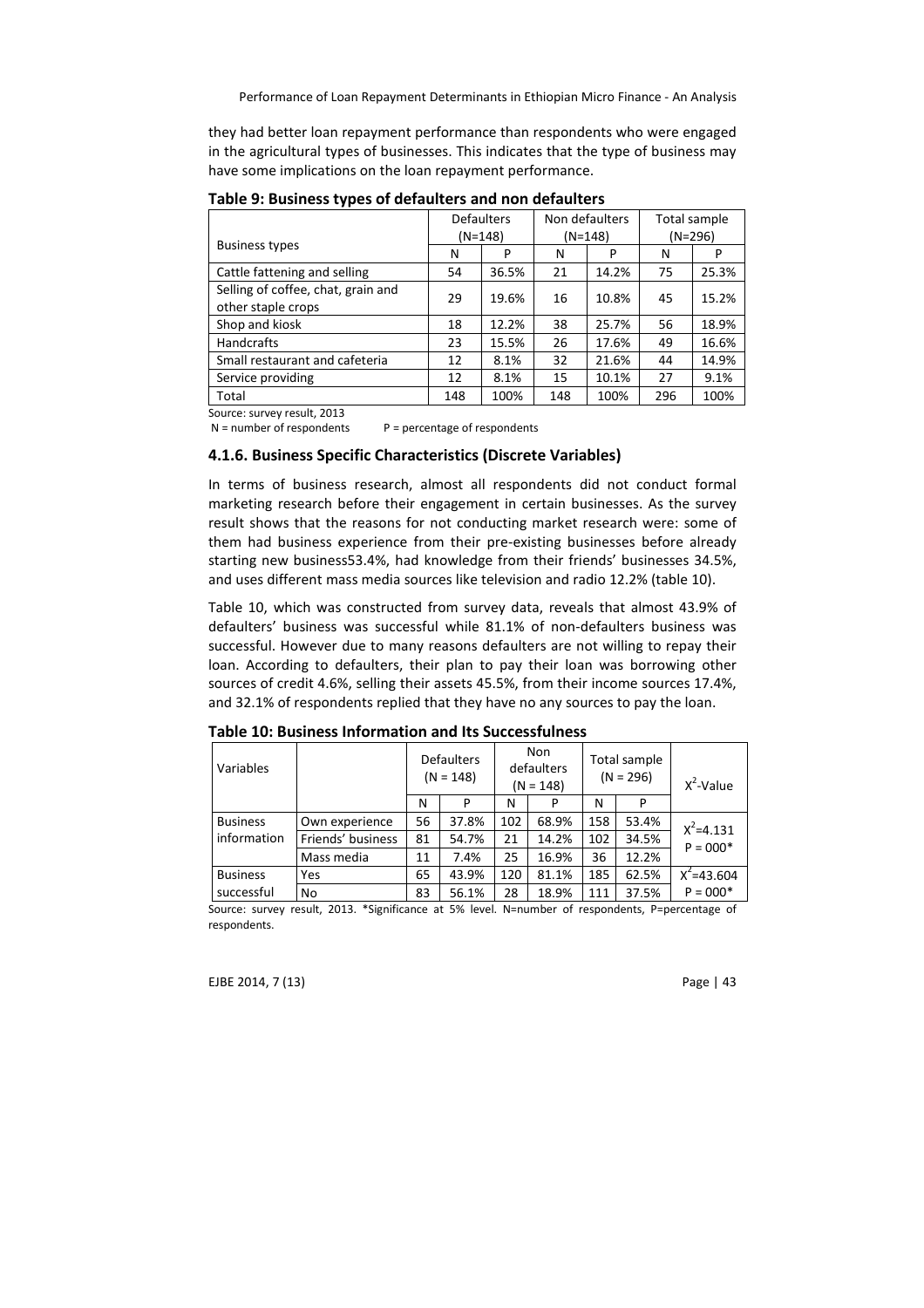they had better loan repayment performance than respondents who were engaged in the agricultural types of businesses. This indicates that the type of business may have some implications on the loan repayment performance.

**Table 9: Business types of defaulters and non defaulters**

| Business types | Defaulters (N=148) | | Non defaulters (N=148) | | Total sample (N=296) | |
|---|---|---|---|---|---|---|
| | N | P | N | P | N | P |
| Cattle fattening and selling | 54 | 36.5% | 21 | 14.2% | 75 | 25.3% |
| Selling of coffee, chat, grain and other staple crops | 29 | 19.6% | 16 | 10.8% | 45 | 15.2% |
| Shop and kiosk | 18 | 12.2% | 38 | 25.7% | 56 | 18.9% |
| Handcrafts | 23 | 15.5% | 26 | 17.6% | 49 | 16.6% |
| Small restaurant and cafeteria | 12 | 8.1% | 32 | 21.6% | 44 | 14.9% |
| Service providing | 12 | 8.1% | 15 | 10.1% | 27 | 9.1% |
| Total | 148 | 100% | 148 | 100% | 296 | 100% |

Source: survey result, 2013
N = number of respondents P = percentage of respondents

### 4.1.6. Business Specific Characteristics (Discrete Variables)

In terms of business research, almost all respondents did not conduct formal marketing research before their engagement in certain businesses. As the survey result shows that the reasons for not conducting market research were: some of them had business experience from their pre-existing businesses before already starting new business53.4%, had knowledge from their friends' businesses 34.5%, and uses different mass media sources like television and radio 12.2% (table 10).

Table 10, which was constructed from survey data, reveals that almost 43.9% of defaulters' business was successful while 81.1% of non-defaulters business was successful. However due to many reasons defaulters are not willing to repay their loan. According to defaulters, their plan to pay their loan was borrowing other sources of credit 4.6%, selling their assets 45.5%, from their income sources 17.4%, and 32.1% of respondents replied that they have no any sources to pay the loan.

**Table 10: Business Information and Its Successfulness**

| Variables | | Defaulters (N = 148) | | Non defaulters (N = 148) | | Total sample (N = 296) | | $X^2$-Value |
|---|---|---|---|---|---|---|---|---|
| | | N | P | N | P | N | P | |
| Business information | Own experience | 56 | 37.8% | 102 | 68.9% | 158 | 53.4% | $X^2$=4.131 P = 000* |
| | Friends' business | 81 | 54.7% | 21 | 14.2% | 102 | 34.5% | |
| | Mass media | 11 | 7.4% | 25 | 16.9% | 36 | 12.2% | |
| Business successful | Yes | 65 | 43.9% | 120 | 81.1% | 185 | 62.5% | $X^2$=43.604 P = 000* |
| | No | 83 | 56.1% | 28 | 18.9% | 111 | 37.5% | |

Source: survey result, 2013. *Significance at 5% level. N=number of respondents, P=percentage of respondents.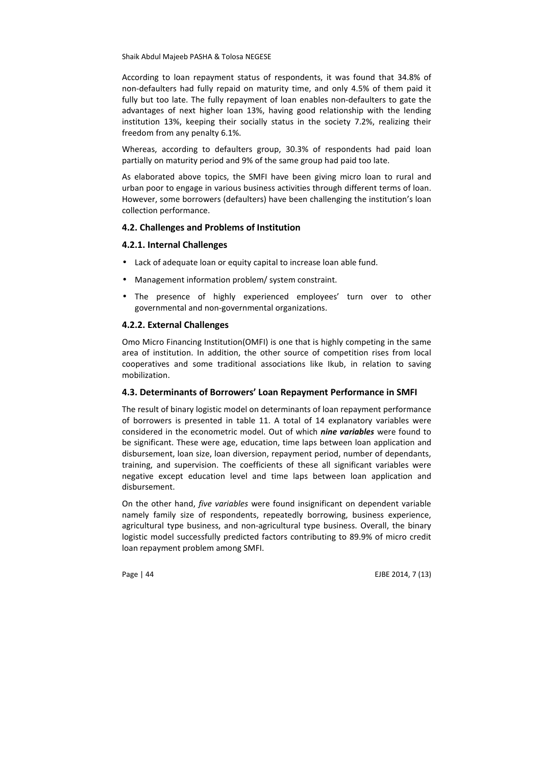According to loan repayment status of respondents, it was found that 34.8% of non-defaulters had fully repaid on maturity time, and only 4.5% of them paid it fully but too late. The fully repayment of loan enables non-defaulters to gate the advantages of next higher loan 13%, having good relationship with the lending institution 13%, keeping their socially status in the society 7.2%, realizing their freedom from any penalty 6.1%.

Whereas, according to defaulters group, 30.3% of respondents had paid loan partially on maturity period and 9% of the same group had paid too late.

As elaborated above topics, the SMFI have been giving micro loan to rural and urban poor to engage in various business activities through different terms of loan. However, some borrowers (defaulters) have been challenging the institution's loan collection performance.

### 4.2. Challenges and Problems of Institution

#### 4.2.1. Internal Challenges

- Lack of adequate loan or equity capital to increase loan able fund.
- Management information problem/ system constraint.
- The presence of highly experienced employees' turn over to other governmental and non-governmental organizations.

#### 4.2.2. External Challenges

Omo Micro Financing Institution(OMFI) is one that is highly competing in the same area of institution. In addition, the other source of competition rises from local cooperatives and some traditional associations like Ikub, in relation to saving mobilization.

### 4.3. Determinants of Borrowers' Loan Repayment Performance in SMFI

The result of binary logistic model on determinants of loan repayment performance of borrowers is presented in table 11. A total of 14 explanatory variables were considered in the econometric model. Out of which ***nine variables*** were found to be significant. These were age, education, time laps between loan application and disbursement, loan size, loan diversion, repayment period, number of dependants, training, and supervision. The coefficients of these all significant variables were negative except education level and time laps between loan application and disbursement.

On the other hand, *five variables* were found insignificant on dependent variable namely family size of respondents, repeatedly borrowing, business experience, agricultural type business, and non-agricultural type business. Overall, the binary logistic model successfully predicted factors contributing to 89.9% of micro credit loan repayment problem among SMFI.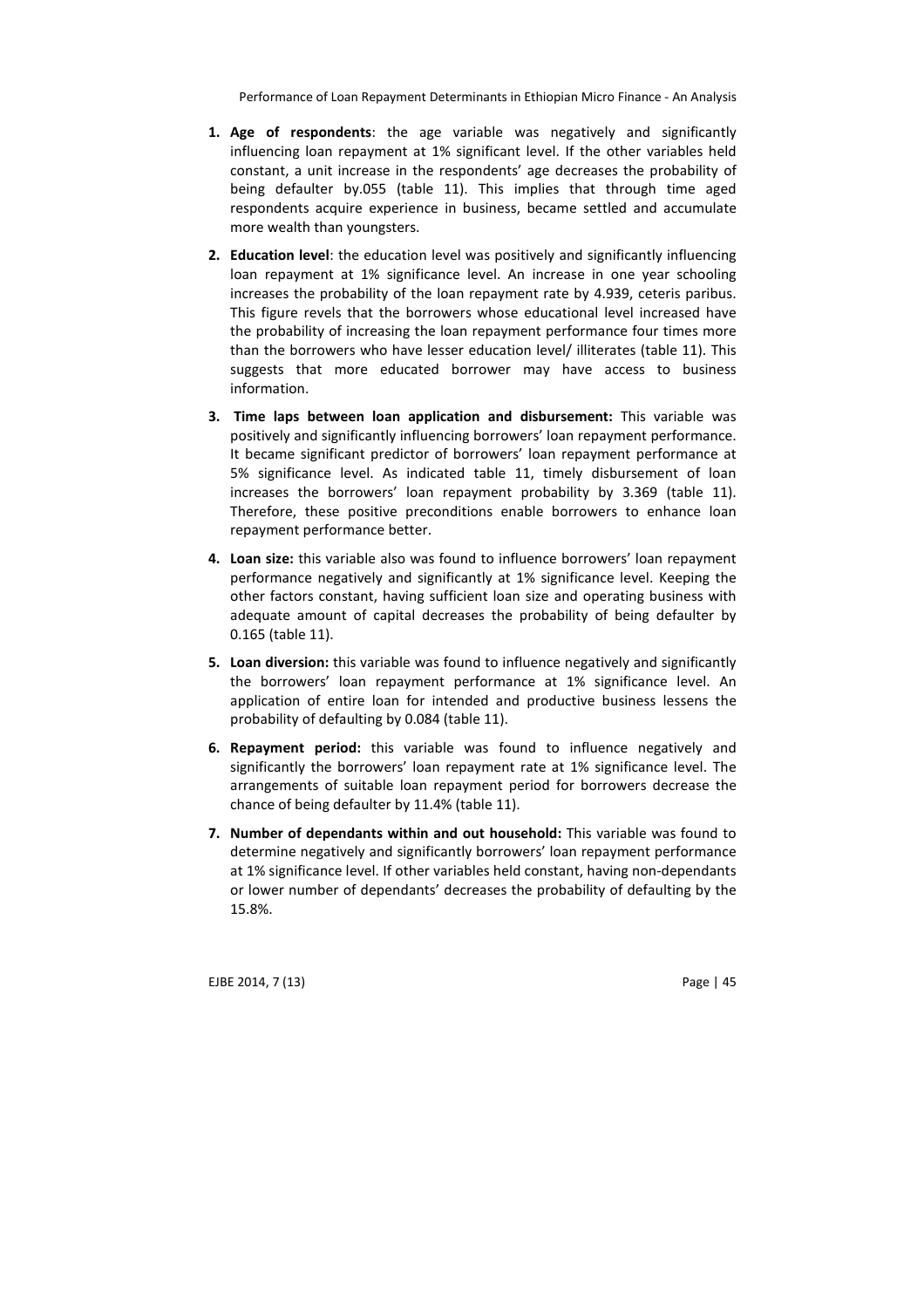1. **Age of respondents**: the age variable was negatively and significantly influencing loan repayment at 1% significant level. If the other variables held constant, a unit increase in the respondents' age decreases the probability of being defaulter by.055 (table 11). This implies that through time aged respondents acquire experience in business, became settled and accumulate more wealth than youngsters.

2. **Education level**: the education level was positively and significantly influencing loan repayment at 1% significance level. An increase in one year schooling increases the probability of the loan repayment rate by 4.939, ceteris paribus. This figure revels that the borrowers whose educational level increased have the probability of increasing the loan repayment performance four times more than the borrowers who have lesser education level/ illiterates (table 11). This suggests that more educated borrower may have access to business information.

3. **Time laps between loan application and disbursement:** This variable was positively and significantly influencing borrowers' loan repayment performance. It became significant predictor of borrowers' loan repayment performance at 5% significance level. As indicated table 11, timely disbursement of loan increases the borrowers' loan repayment probability by 3.369 (table 11). Therefore, these positive preconditions enable borrowers to enhance loan repayment performance better.

4. **Loan size:** this variable also was found to influence borrowers' loan repayment performance negatively and significantly at 1% significance level. Keeping the other factors constant, having sufficient loan size and operating business with adequate amount of capital decreases the probability of being defaulter by 0.165 (table 11).

5. **Loan diversion:** this variable was found to influence negatively and significantly the borrowers' loan repayment performance at 1% significance level. An application of entire loan for intended and productive business lessens the probability of defaulting by 0.084 (table 11).

6. **Repayment period:** this variable was found to influence negatively and significantly the borrowers' loan repayment rate at 1% significance level. The arrangements of suitable loan repayment period for borrowers decrease the chance of being defaulter by 11.4% (table 11).

7. **Number of dependants within and out household:** This variable was found to determine negatively and significantly borrowers' loan repayment performance at 1% significance level. If other variables held constant, having non-dependants or lower number of dependants' decreases the probability of defaulting by the 15.8%.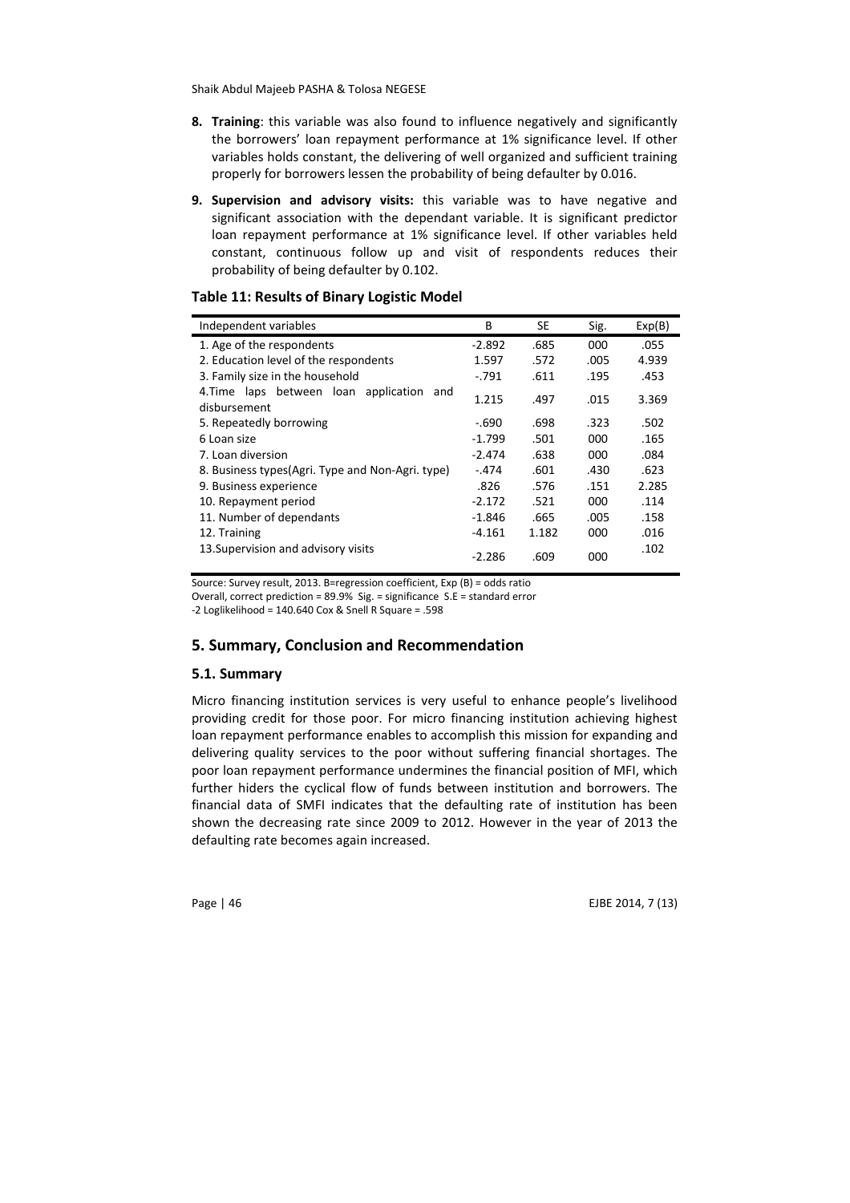8. **Training**: this variable was also found to influence negatively and significantly the borrowers' loan repayment performance at 1% significance level. If other variables holds constant, the delivering of well organized and sufficient training properly for borrowers lessen the probability of being defaulter by 0.016.

9. **Supervision and advisory visits:** this variable was to have negative and significant association with the dependant variable. It is significant predictor loan repayment performance at 1% significance level. If other variables held constant, continuous follow up and visit of respondents reduces their probability of being defaulter by 0.102.

**Table 11: Results of Binary Logistic Model**

| Independent variables | B | SE | Sig. | Exp(B) |
|---|---|---|---|---|
| 1. Age of the respondents | -2.892 | .685 | 000 | .055 |
| 2. Education level of the respondents | 1.597 | .572 | .005 | 4.939 |
| 3. Family size in the household | -.791 | .611 | .195 | .453 |
| 4.Time laps between loan application and disbursement | 1.215 | .497 | .015 | 3.369 |
| 5. Repeatedly borrowing | -.690 | .698 | .323 | .502 |
| 6 Loan size | -1.799 | .501 | 000 | .165 |
| 7. Loan diversion | -2.474 | .638 | 000 | .084 |
| 8. Business types(Agri. Type and Non-Agri. type) | -.474 | .601 | .430 | .623 |
| 9. Business experience | .826 | .576 | .151 | 2.285 |
| 10. Repayment period | -2.172 | .521 | 000 | .114 |
| 11. Number of dependants | -1.846 | .665 | .005 | .158 |
| 12. Training | -4.161 | 1.182 | 000 | .016 |
| 13.Supervision and advisory visits | -2.286 | .609 | 000 | .102 |

Source: Survey result, 2013. B=regression coefficient, Exp (B) = odds ratio
Overall, correct prediction = 89.9% Sig. = significance S.E = standard error
-2 Loglikelihood = 140.640 Cox & Snell R Square = .598

## 5. Summary, Conclusion and Recommendation

### 5.1. Summary

Micro financing institution services is very useful to enhance people's livelihood providing credit for those poor. For micro financing institution achieving highest loan repayment performance enables to accomplish this mission for expanding and delivering quality services to the poor without suffering financial shortages. The poor loan repayment performance undermines the financial position of MFI, which further hiders the cyclical flow of funds between institution and borrowers. The financial data of SMFI indicates that the defaulting rate of institution has been shown the decreasing rate since 2009 to 2012. However in the year of 2013 the defaulting rate becomes again increased.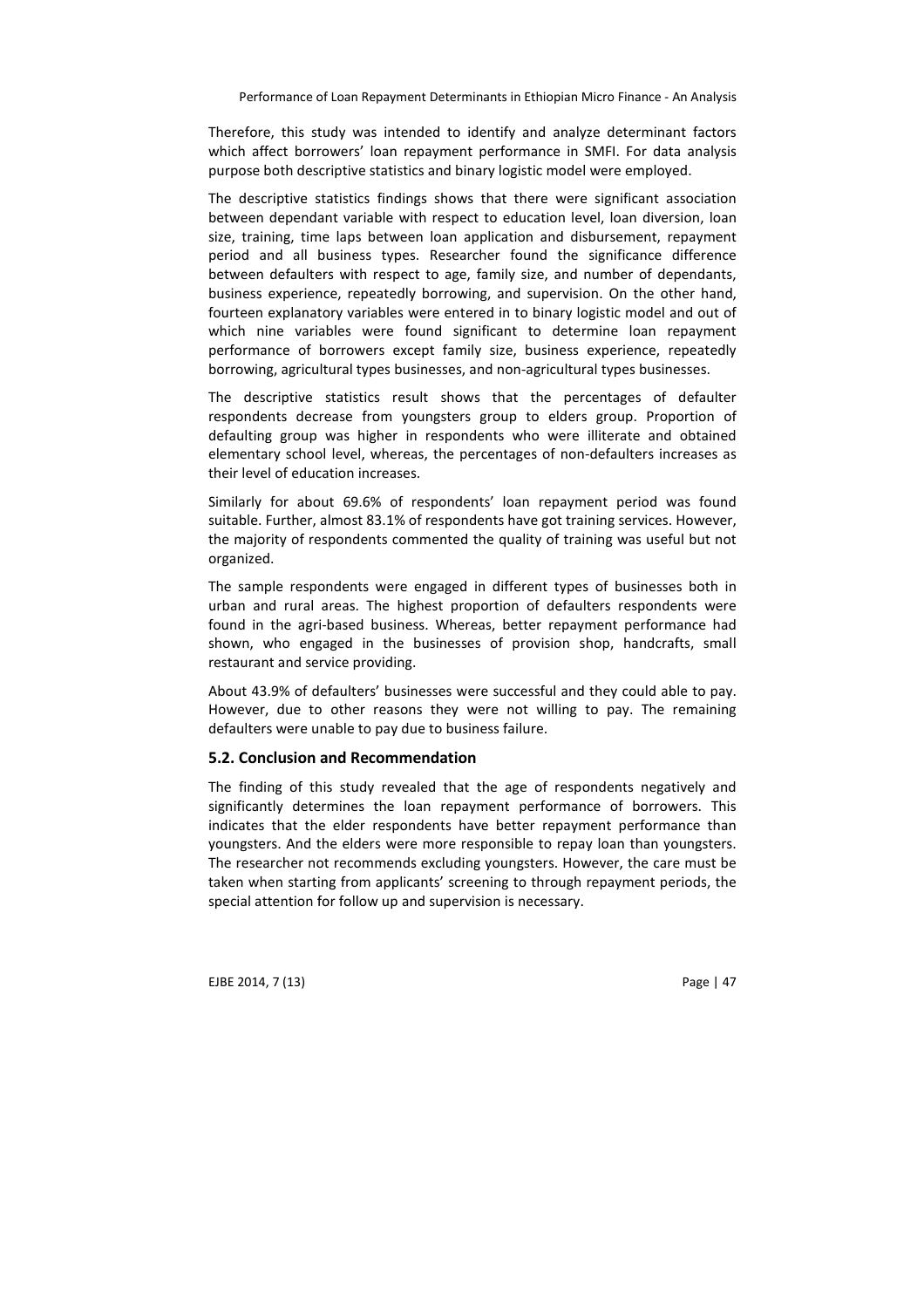Therefore, this study was intended to identify and analyze determinant factors which affect borrowers' loan repayment performance in SMFI. For data analysis purpose both descriptive statistics and binary logistic model were employed.

The descriptive statistics findings shows that there were significant association between dependant variable with respect to education level, loan diversion, loan size, training, time laps between loan application and disbursement, repayment period and all business types. Researcher found the significance difference between defaulters with respect to age, family size, and number of dependants, business experience, repeatedly borrowing, and supervision. On the other hand, fourteen explanatory variables were entered in to binary logistic model and out of which nine variables were found significant to determine loan repayment performance of borrowers except family size, business experience, repeatedly borrowing, agricultural types businesses, and non-agricultural types businesses.

The descriptive statistics result shows that the percentages of defaulter respondents decrease from youngsters group to elders group. Proportion of defaulting group was higher in respondents who were illiterate and obtained elementary school level, whereas, the percentages of non-defaulters increases as their level of education increases.

Similarly for about 69.6% of respondents' loan repayment period was found suitable. Further, almost 83.1% of respondents have got training services. However, the majority of respondents commented the quality of training was useful but not organized.

The sample respondents were engaged in different types of businesses both in urban and rural areas. The highest proportion of defaulters respondents were found in the agri-based business. Whereas, better repayment performance had shown, who engaged in the businesses of provision shop, handcrafts, small restaurant and service providing.

About 43.9% of defaulters' businesses were successful and they could able to pay. However, due to other reasons they were not willing to pay. The remaining defaulters were unable to pay due to business failure.

### 5.2. Conclusion and Recommendation

The finding of this study revealed that the age of respondents negatively and significantly determines the loan repayment performance of borrowers. This indicates that the elder respondents have better repayment performance than youngsters. And the elders were more responsible to repay loan than youngsters. The researcher not recommends excluding youngsters. However, the care must be taken when starting from applicants' screening to through repayment periods, the special attention for follow up and supervision is necessary.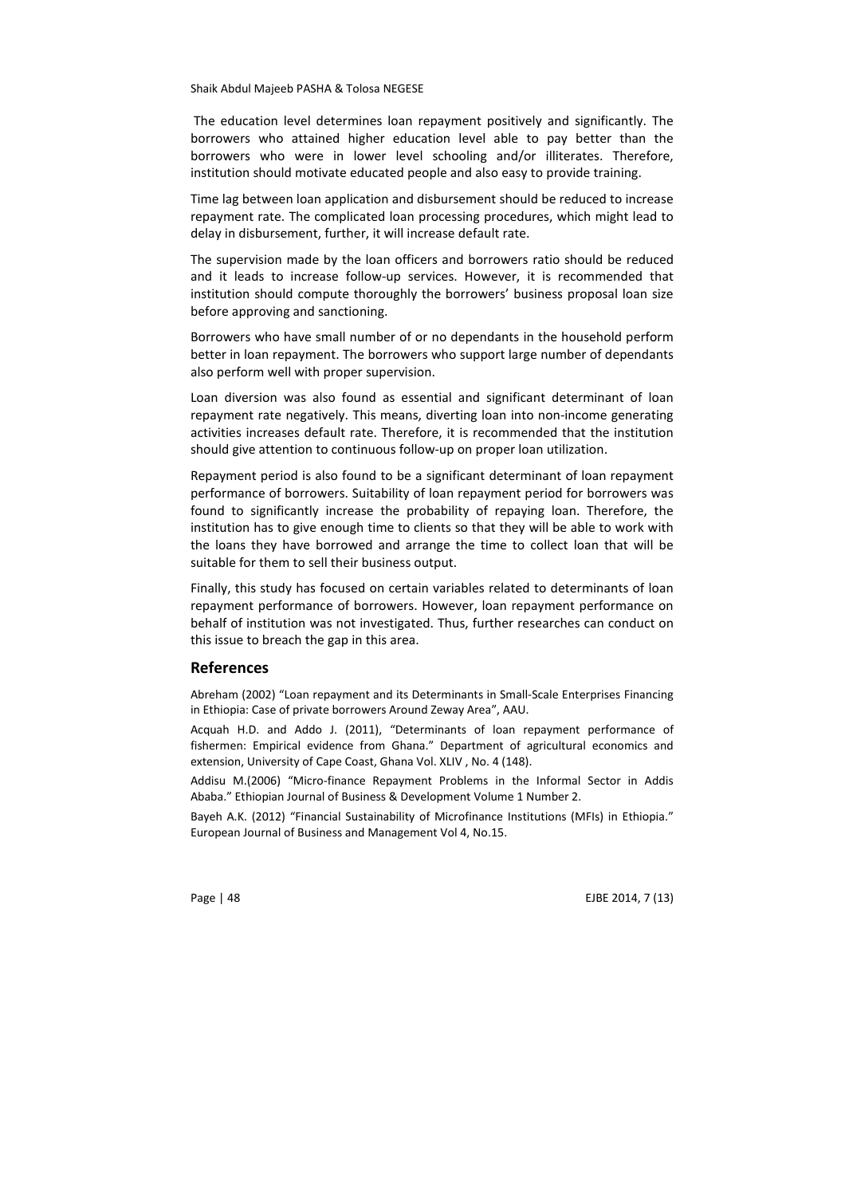The education level determines loan repayment positively and significantly. The borrowers who attained higher education level able to pay better than the borrowers who were in lower level schooling and/or illiterates. Therefore, institution should motivate educated people and also easy to provide training.

Time lag between loan application and disbursement should be reduced to increase repayment rate. The complicated loan processing procedures, which might lead to delay in disbursement, further, it will increase default rate.

The supervision made by the loan officers and borrowers ratio should be reduced and it leads to increase follow-up services. However, it is recommended that institution should compute thoroughly the borrowers' business proposal loan size before approving and sanctioning.

Borrowers who have small number of or no dependants in the household perform better in loan repayment. The borrowers who support large number of dependants also perform well with proper supervision.

Loan diversion was also found as essential and significant determinant of loan repayment rate negatively. This means, diverting loan into non-income generating activities increases default rate. Therefore, it is recommended that the institution should give attention to continuous follow-up on proper loan utilization.

Repayment period is also found to be a significant determinant of loan repayment performance of borrowers. Suitability of loan repayment period for borrowers was found to significantly increase the probability of repaying loan. Therefore, the institution has to give enough time to clients so that they will be able to work with the loans they have borrowed and arrange the time to collect loan that will be suitable for them to sell their business output.

Finally, this study has focused on certain variables related to determinants of loan repayment performance of borrowers. However, loan repayment performance on behalf of institution was not investigated. Thus, further researches can conduct on this issue to breach the gap in this area.

## References

Abreham (2002) "Loan repayment and its Determinants in Small-Scale Enterprises Financing in Ethiopia: Case of private borrowers Around Zeway Area", AAU.

Acquah H.D. and Addo J. (2011), "Determinants of loan repayment performance of fishermen: Empirical evidence from Ghana." Department of agricultural economics and extension, University of Cape Coast, Ghana Vol. XLIV , No. 4 (148).

Addisu M.(2006) "Micro-finance Repayment Problems in the Informal Sector in Addis Ababa." Ethiopian Journal of Business & Development Volume 1 Number 2.

Bayeh A.K. (2012) "Financial Sustainability of Microfinance Institutions (MFIs) in Ethiopia." European Journal of Business and Management Vol 4, No.15.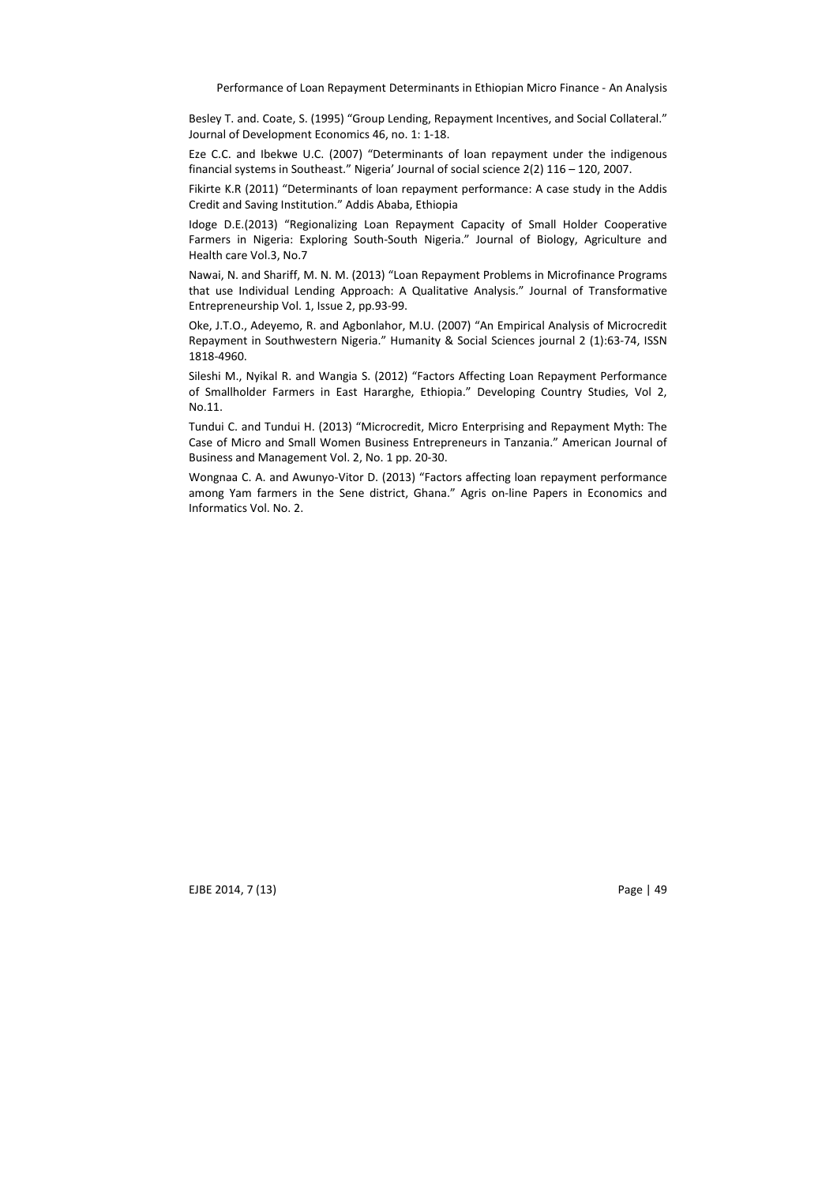Besley T. and. Coate, S. (1995) "Group Lending, Repayment Incentives, and Social Collateral." Journal of Development Economics 46, no. 1: 1-18.

Eze C.C. and Ibekwe U.C. (2007) "Determinants of loan repayment under the indigenous financial systems in Southeast." Nigeria' Journal of social science 2(2) 116 – 120, 2007.

Fikirte K.R (2011) "Determinants of loan repayment performance: A case study in the Addis Credit and Saving Institution." Addis Ababa, Ethiopia

Idoge D.E.(2013) "Regionalizing Loan Repayment Capacity of Small Holder Cooperative Farmers in Nigeria: Exploring South-South Nigeria." Journal of Biology, Agriculture and Health care Vol.3, No.7

Nawai, N. and Shariff, M. N. M. (2013) "Loan Repayment Problems in Microfinance Programs that use Individual Lending Approach: A Qualitative Analysis." Journal of Transformative Entrepreneurship Vol. 1, Issue 2, pp.93-99.

Oke, J.T.O., Adeyemo, R. and Agbonlahor, M.U. (2007) "An Empirical Analysis of Microcredit Repayment in Southwestern Nigeria." Humanity & Social Sciences journal 2 (1):63-74, ISSN 1818-4960.

Sileshi M., Nyikal R. and Wangia S. (2012) "Factors Affecting Loan Repayment Performance of Smallholder Farmers in East Hararghe, Ethiopia." Developing Country Studies, Vol 2, No.11.

Tundui C. and Tundui H. (2013) "Microcredit, Micro Enterprising and Repayment Myth: The Case of Micro and Small Women Business Entrepreneurs in Tanzania." American Journal of Business and Management Vol. 2, No. 1 pp. 20-30.

Wongnaa C. A. and Awunyo-Vitor D. (2013) "Factors affecting loan repayment performance among Yam farmers in the Sene district, Ghana." Agris on-line Papers in Economics and Informatics Vol. No. 2.